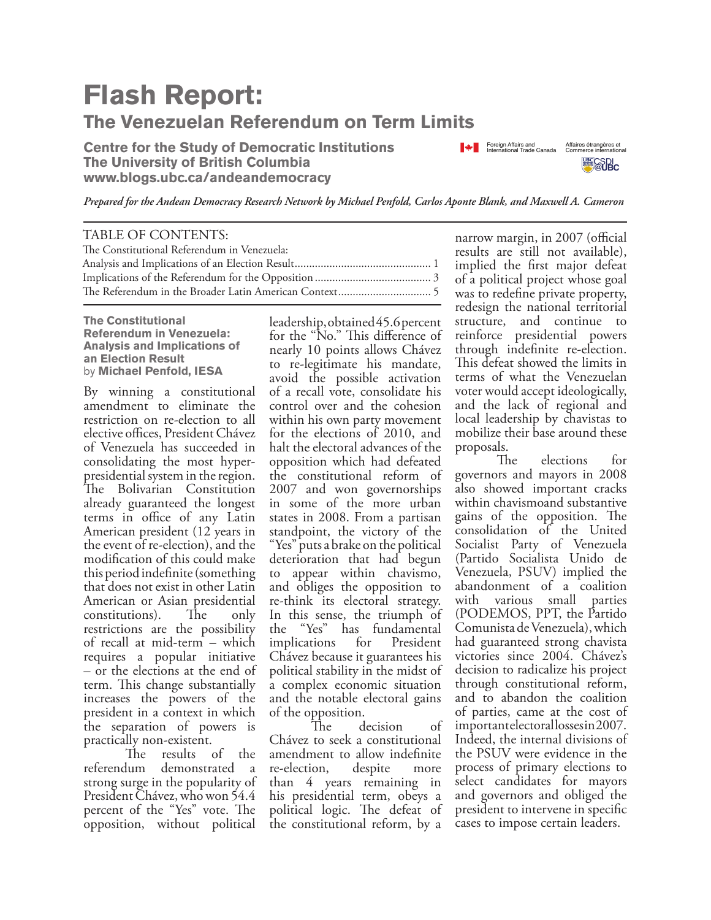# Flash Report:

## The Venezuelan Referendum on Term Limits

**Centre for the Study of Democratic Institutions**
**The University of British Columbia**
**www.blogs.ubc.ca/andeandemocracy**

Foreign Affairs and International Trade Canada — Affaires étrangères et Commerce international

CSDI @UBC

*Prepared for the Andean Democracy Research Network by Michael Penfold, Carlos Aponte Blank, and Maxwell A. Cameron*

TABLE OF CONTENTS:

The Constitutional Referendum in Venezuela:
Analysis and Implications of an Election Result .............................................. 1
Implications of the Referendum for the Opposition ........................................ 3
The Referendum in the Broader Latin American Context ................................ 5

### The Constitutional Referendum in Venezuela: Analysis and Implications of an Election Result

by **Michael Penfold, IESA**

By winning a constitutional amendment to eliminate the restriction on re-election to all elective offices, President Chávez of Venezuela has succeeded in consolidating the most hyper-presidential system in the region. The Bolivarian Constitution already guaranteed the longest terms in office of any Latin American president (12 years in the event of re-election), and the modification of this could make this period indefinite (something that does not exist in other Latin American or Asian presidential constitutions). The only restrictions are the possibility of recall at mid-term – which requires a popular initiative – or the elections at the end of term. This change substantially increases the powers of the president in a context in which the separation of powers is practically non-existent.

The results of the referendum demonstrated a strong surge in the popularity of President Chávez, who won 54.4 percent of the "Yes" vote. The opposition, without political leadership, obtained 45.6 percent for the "No." This difference of nearly 10 points allows Chávez to re-legitimate his mandate, avoid the possible activation of a recall vote, consolidate his control over and the cohesion within his own party movement for the elections of 2010, and halt the electoral advances of the opposition which had defeated the constitutional reform of 2007 and won governorships in some of the more urban states in 2008. From a partisan standpoint, the victory of the "Yes" puts a brake on the political deterioration that had begun to appear within chavismo, and obliges the opposition to re-think its electoral strategy. In this sense, the triumph of the "Yes" has fundamental implications for President Chávez because it guarantees his political stability in the midst of a complex economic situation and the notable electoral gains of the opposition.

The decision of Chávez to seek a constitutional amendment to allow indefinite re-election, despite more than 4 years remaining in his presidential term, obeys a political logic. The defeat of the constitutional reform, by a narrow margin, in 2007 (official results are still not available), implied the first major defeat of a political project whose goal was to redefine private property, redesign the national territorial structure, and continue to reinforce presidential powers through indefinite re-election. This defeat showed the limits in terms of what the Venezuelan voter would accept ideologically, and the lack of regional and local leadership by chavistas to mobilize their base around these proposals.

The elections for governors and mayors in 2008 also showed important cracks within chavismoand substantive gains of the opposition. The consolidation of the United Socialist Party of Venezuela (Partido Socialista Unido de Venezuela, PSUV) implied the abandonment of a coalition with various small parties (PODEMOS, PPT, the Partido Comunista de Venezuela), which had guaranteed strong chavista victories since 2004. Chávez's decision to radicalize his project through constitutional reform, and to abandon the coalition of parties, came at the cost of importantelectorallossesin2007. Indeed, the internal divisions of the PSUV were evidence in the process of primary elections to select candidates for mayors and governors and obliged the president to intervene in specific cases to impose certain leaders.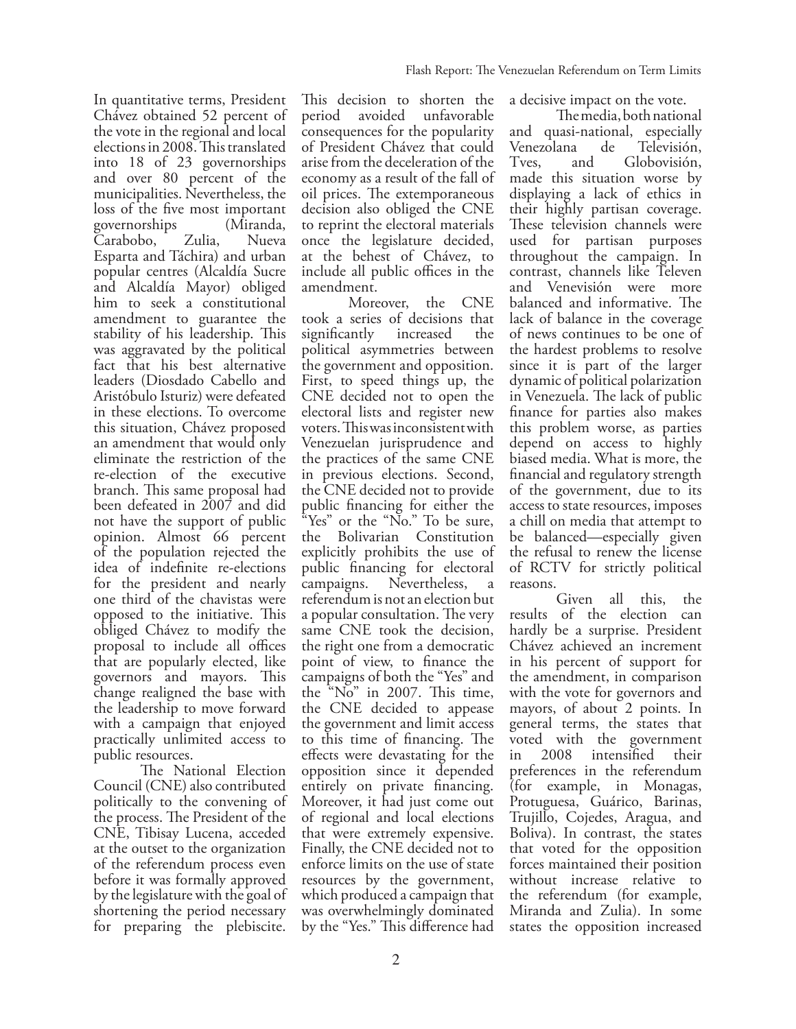In quantitative terms, President Chávez obtained 52 percent of the vote in the regional and local elections in 2008. This translated into 18 of 23 governorships and over 80 percent of the municipalities. Nevertheless, the loss of the five most important governorships (Miranda, Carabobo, Zulia, Nueva Esparta and Táchira) and urban popular centres (Alcaldía Sucre and Alcaldía Mayor) obliged him to seek a constitutional amendment to guarantee the stability of his leadership. This was aggravated by the political fact that his best alternative leaders (Diosdado Cabello and Aristóbulo Isturiz) were defeated in these elections. To overcome this situation, Chávez proposed an amendment that would only eliminate the restriction of the re-election of the executive branch. This same proposal had been defeated in 2007 and did not have the support of public opinion. Almost 66 percent of the population rejected the idea of indefinite re-elections for the president and nearly one third of the chavistas were opposed to the initiative. This obliged Chávez to modify the proposal to include all offices that are popularly elected, like governors and mayors. This change realigned the base with the leadership to move forward with a campaign that enjoyed practically unlimited access to public resources.

The National Election Council (CNE) also contributed politically to the convening of the process. The President of the CNE, Tibisay Lucena, acceded at the outset to the organization of the referendum process even before it was formally approved by the legislature with the goal of shortening the period necessary for preparing the plebiscite. This decision to shorten the period avoided unfavorable consequences for the popularity of President Chávez that could arise from the deceleration of the economy as a result of the fall of oil prices. The extemporaneous decision also obliged the CNE to reprint the electoral materials once the legislature decided, at the behest of Chávez, to include all public offices in the amendment.

Moreover, the CNE took a series of decisions that significantly increased the political asymmetries between the government and opposition. First, to speed things up, the CNE decided not to open the electoral lists and register new voters. This was inconsistent with Venezuelan jurisprudence and the practices of the same CNE in previous elections. Second, the CNE decided not to provide public financing for either the "Yes" or the "No." To be sure, the Bolivarian Constitution explicitly prohibits the use of public financing for electoral campaigns. Nevertheless, a referendum is not an election but a popular consultation. The very same CNE took the decision, the right one from a democratic point of view, to finance the campaigns of both the "Yes" and the "No" in 2007. This time, the CNE decided to appease the government and limit access to this time of financing. The effects were devastating for the opposition since it depended entirely on private financing. Moreover, it had just come out of regional and local elections that were extremely expensive. Finally, the CNE decided not to enforce limits on the use of state resources by the government, which produced a campaign that was overwhelmingly dominated by the "Yes." This difference had a decisive impact on the vote.

The media, both national and quasi-national, especially Venezolana de Televisión, Tves, and Globovisión, made this situation worse by displaying a lack of ethics in their highly partisan coverage. These television channels were used for partisan purposes throughout the campaign. In contrast, channels like Televen and Venevisión were more balanced and informative. The lack of balance in the coverage of news continues to be one of the hardest problems to resolve since it is part of the larger dynamic of political polarization in Venezuela. The lack of public finance for parties also makes this problem worse, as parties depend on access to highly biased media. What is more, the financial and regulatory strength of the government, due to its access to state resources, imposes a chill on media that attempt to be balanced—especially given the refusal to renew the license of RCTV for strictly political reasons.

Given all this, the results of the election can hardly be a surprise. President Chávez achieved an increment in his percent of support for the amendment, in comparison with the vote for governors and mayors, of about 2 points. In general terms, the states that voted with the government in 2008 intensified their preferences in the referendum (for example, in Monagas, Protuguesa, Guárico, Barinas, Trujillo, Cojedes, Aragua, and Boliva). In contrast, the states that voted for the opposition forces maintained their position without increase relative to the referendum (for example, Miranda and Zulia). In some states the opposition increased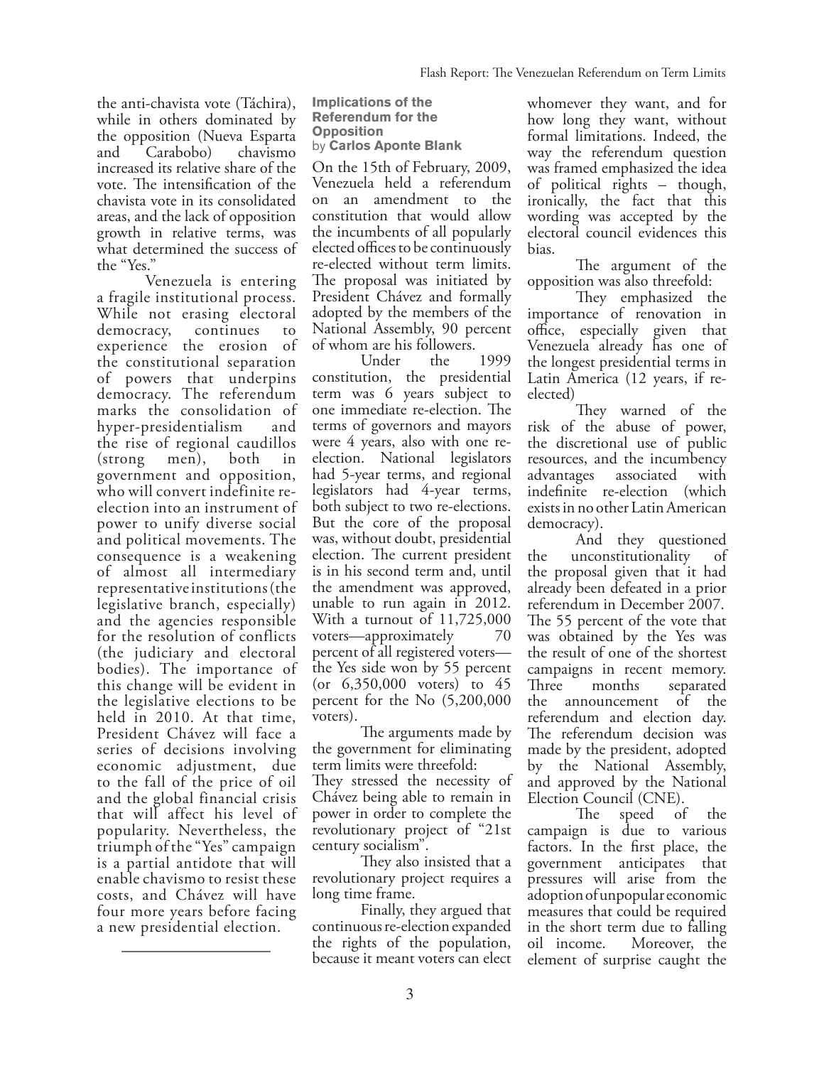the anti-chavista vote (Táchira), while in others dominated by the opposition (Nueva Esparta and Carabobo) chavismo increased its relative share of the vote. The intensification of the chavista vote in its consolidated areas, and the lack of opposition growth in relative terms, was what determined the success of the "Yes."

Venezuela is entering a fragile institutional process. While not erasing electoral democracy, continues to experience the erosion of the constitutional separation of powers that underpins democracy. The referendum marks the consolidation of hyper-presidentialism and the rise of regional caudillos (strong men), both in government and opposition, who will convert indefinite re-election into an instrument of power to unify diverse social and political movements. The consequence is a weakening of almost all intermediary representative institutions (the legislative branch, especially) and the agencies responsible for the resolution of conflicts (the judiciary and electoral bodies). The importance of this change will be evident in the legislative elections to be held in 2010. At that time, President Chávez will face a series of decisions involving economic adjustment, due to the fall of the price of oil and the global financial crisis that will affect his level of popularity. Nevertheless, the triumph of the "Yes" campaign is a partial antidote that will enable chavismo to resist these costs, and Chávez will have four more years before facing a new presidential election.

---

## Implications of the Referendum for the Opposition

by **Carlos Aponte Blank**

On the 15th of February, 2009, Venezuela held a referendum on an amendment to the constitution that would allow the incumbents of all popularly elected offices to be continuously re-elected without term limits. The proposal was initiated by President Chávez and formally adopted by the members of the National Assembly, 90 percent of whom are his followers.

Under the 1999 constitution, the presidential term was 6 years subject to one immediate re-election. The terms of governors and mayors were 4 years, also with one re-election. National legislators had 5-year terms, and regional legislators had 4-year terms, both subject to two re-elections. But the core of the proposal was, without doubt, presidential election. The current president is in his second term and, until the amendment was approved, unable to run again in 2012. With a turnout of 11,725,000 voters—approximately 70 percent of all registered voters—the Yes side won by 55 percent (or 6,350,000 voters) to 45 percent for the No (5,200,000 voters).

The arguments made by the government for eliminating term limits were threefold:

They stressed the necessity of Chávez being able to remain in power in order to complete the revolutionary project of "21st century socialism".

They also insisted that a revolutionary project requires a long time frame.

Finally, they argued that continuous re-election expanded the rights of the population, because it meant voters can elect whomever they want, and for how long they want, without formal limitations. Indeed, the way the referendum question was framed emphasized the idea of political rights – though, ironically, the fact that this wording was accepted by the electoral council evidences this bias.

The argument of the opposition was also threefold:

They emphasized the importance of renovation in office, especially given that Venezuela already has one of the longest presidential terms in Latin America (12 years, if re-elected)

They warned of the risk of the abuse of power, the discretional use of public resources, and the incumbency advantages associated with indefinite re-election (which exists in no other Latin American democracy).

And they questioned the unconstitutionality of the proposal given that it had already been defeated in a prior referendum in December 2007. The 55 percent of the vote that was obtained by the Yes was the result of one of the shortest campaigns in recent memory. Three months separated the announcement of the referendum and election day. The referendum decision was made by the president, adopted by the National Assembly, and approved by the National Election Council (CNE).

The speed of the campaign is due to various factors. In the first place, the government anticipates that pressures will arise from the adoption of unpopular economic measures that could be required in the short term due to falling oil income. Moreover, the element of surprise caught the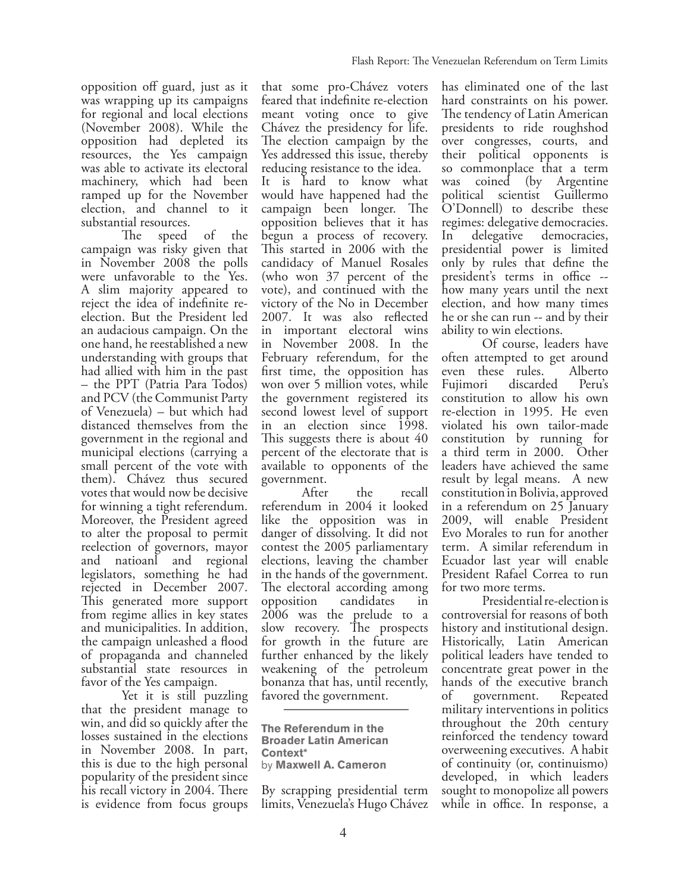opposition off guard, just as it was wrapping up its campaigns for regional and local elections (November 2008). While the opposition had depleted its resources, the Yes campaign was able to activate its electoral machinery, which had been ramped up for the November election, and channel to it substantial resources.

The speed of the campaign was risky given that in November 2008 the polls were unfavorable to the Yes. A slim majority appeared to reject the idea of indefinite re-election. But the President led an audacious campaign. On the one hand, he reestablished a new understanding with groups that had allied with him in the past – the PPT (Patria Para Todos) and PCV (the Communist Party of Venezuela) – but which had distanced themselves from the government in the regional and municipal elections (carrying a small percent of the vote with them). Chávez thus secured votes that would now be decisive for winning a tight referendum. Moreover, the President agreed to alter the proposal to permit reelection of governors, mayor and natioanl and regional legislators, something he had rejected in December 2007. This generated more support from regime allies in key states and municipalities. In addition, the campaign unleashed a flood of propaganda and channeled substantial state resources in favor of the Yes campaign.

Yet it is still puzzling that the president manage to win, and did so quickly after the losses sustained in the elections in November 2008. In part, this is due to the high personal popularity of the president since his recall victory in 2004. There is evidence from focus groups that some pro-Chávez voters feared that indefinite re-election meant voting once to give Chávez the presidency for life. The election campaign by the Yes addressed this issue, thereby reducing resistance to the idea.

It is hard to know what would have happened had the campaign been longer. The opposition believes that it has begun a process of recovery. This started in 2006 with the candidacy of Manuel Rosales (who won 37 percent of the vote), and continued with the victory of the No in December 2007. It was also reflected in important electoral wins in November 2008. In the February referendum, for the first time, the opposition has won over 5 million votes, while the government registered its second lowest level of support in an election since 1998. This suggests there is about 40 percent of the electorate that is available to opponents of the government.

After the recall referendum in 2004 it looked like the opposition was in danger of dissolving. It did not contest the 2005 parliamentary elections, leaving the chamber in the hands of the government. The electoral according among opposition candidates in 2006 was the prelude to a slow recovery. The prospects for growth in the future are further enhanced by the likely weakening of the petroleum bonanza that has, until recently, favored the government.

---

### The Referendum in the Broader Latin American Context*

by **Maxwell A. Cameron**

By scrapping presidential term limits, Venezuela's Hugo Chávez has eliminated one of the last hard constraints on his power. The tendency of Latin American presidents to ride roughshod over congresses, courts, and their political opponents is so commonplace that a term was coined (by Argentine political scientist Guillermo O'Donnell) to describe these regimes: delegative democracies. In delegative democracies, presidential power is limited only by rules that define the president's terms in office -- how many years until the next election, and how many times he or she can run -- and by their ability to win elections.

Of course, leaders have often attempted to get around even these rules. Alberto Fujimori discarded Peru's constitution to allow his own re-election in 1995. He even violated his own tailor-made constitution by running for a third term in 2000. Other leaders have achieved the same result by legal means. A new constitution in Bolivia, approved in a referendum on 25 January 2009, will enable President Evo Morales to run for another term. A similar referendum in Ecuador last year will enable President Rafael Correa to run for two more terms.

Presidential re-election is controversial for reasons of both history and institutional design. Historically, Latin American political leaders have tended to concentrate great power in the hands of the executive branch of government. Repeated military interventions in politics throughout the 20th century reinforced the tendency toward overweening executives. A habit of continuity (or, continuismo) developed, in which leaders sought to monopolize all powers while in office. In response, a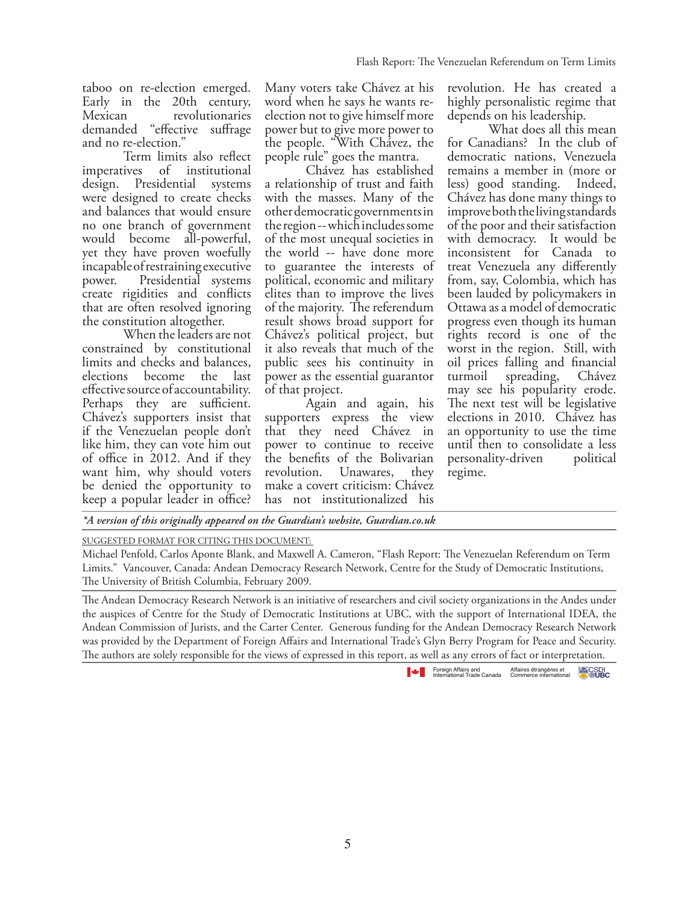taboo on re-election emerged. Early in the 20th century, Mexican revolutionaries demanded "effective suffrage and no re-election."

Term limits also reflect imperatives of institutional design. Presidential systems were designed to create checks and balances that would ensure no one branch of government would become all-powerful, yet they have proven woefully incapable of restraining executive power. Presidential systems create rigidities and conflicts that are often resolved ignoring the constitution altogether.

When the leaders are not constrained by constitutional limits and checks and balances, elections become the last effective source of accountability. Perhaps they are sufficient. Chávez's supporters insist that if the Venezuelan people don't like him, they can vote him out of office in 2012. And if they want him, why should voters be denied the opportunity to keep a popular leader in office? Many voters take Chávez at his word when he says he wants re-election not to give himself more power but to give more power to the people. "With Chávez, the people rule" goes the mantra.

Chávez has established a relationship of trust and faith with the masses. Many of the other democratic governments in the region -- which includes some of the most unequal societies in the world -- have done more to guarantee the interests of political, economic and military elites than to improve the lives of the majority. The referendum result shows broad support for Chávez's political project, but it also reveals that much of the public sees his continuity in power as the essential guarantor of that project.

Again and again, his supporters express the view that they need Chávez in power to continue to receive the benefits of the Bolivarian revolution. Unawares, they make a covert criticism: Chávez has not institutionalized his revolution. He has created a highly personalistic regime that depends on his leadership.

What does all this mean for Canadians? In the club of democratic nations, Venezuela remains a member in (more or less) good standing. Indeed, Chávez has done many things to improve both the living standards of the poor and their satisfaction with democracy. It would be inconsistent for Canada to treat Venezuela any differently from, say, Colombia, which has been lauded by policymakers in Ottawa as a model of democratic progress even though its human rights record is one of the worst in the region. Still, with oil prices falling and financial turmoil spreading, Chávez may see his popularity erode. The next test will be legislative elections in 2010. Chávez has an opportunity to use the time until then to consolidate a less personality-driven political regime.

***A version of this originally appeared on the Guardian's website, Guardian.co.uk***

SUGGESTED FORMAT FOR CITING THIS DOCUMENT:

Michael Penfold, Carlos Aponte Blank, and Maxwell A. Cameron, "Flash Report: The Venezuelan Referendum on Term Limits." Vancouver, Canada: Andean Democracy Research Network, Centre for the Study of Democratic Institutions, The University of British Columbia, February 2009.

The Andean Democracy Research Network is an initiative of researchers and civil society organizations in the Andes under the auspices of Centre for the Study of Democratic Institutions at UBC, with the support of International IDEA, the Andean Commission of Jurists, and the Carter Center. Generous funding for the Andean Democracy Research Network was provided by the Department of Foreign Affairs and International Trade's Glyn Berry Program for Peace and Security. The authors are solely responsible for the views of expressed in this report, as well as any errors of fact or interpretation.

Foreign Affairs and International Trade Canada    Affaires étrangères et Commerce international    CSDI @UBC